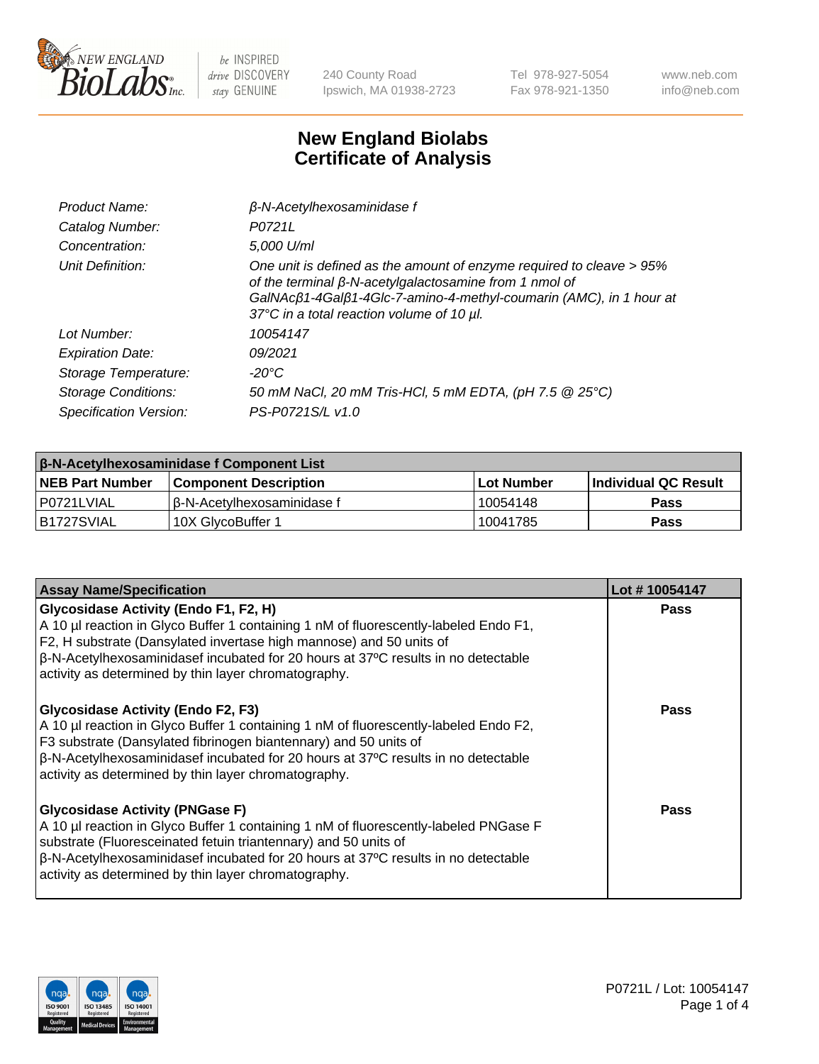# New England Biolabs Certificate of Analysis

| | |
|---|---|
| *Product Name:* | *β-N-Acetylhexosaminidase f* |
| *Catalog Number:* | *P0721L* |
| *Concentration:* | *5,000 U/ml* |
| *Unit Definition:* | *One unit is defined as the amount of enzyme required to cleave > 95% of the terminal β-N-acetylgalactosamine from 1 nmol of GalNAcβ1-4Galβ1-4Glc-7-amino-4-methyl-coumarin (AMC), in 1 hour at 37°C in a total reaction volume of 10 µl.* |
| *Lot Number:* | *10054147* |
| *Expiration Date:* | *09/2021* |
| *Storage Temperature:* | *-20°C* |
| *Storage Conditions:* | *50 mM NaCl, 20 mM Tris-HCl, 5 mM EDTA, (pH 7.5 @ 25°C)* |
| *Specification Version:* | *PS-P0721S/L v1.0* |

| β-N-Acetylhexosaminidase f Component List | | | |
|---|---|---|---|
| **NEB Part Number** | **Component Description** | **Lot Number** | **Individual QC Result** |
| P0721LVIAL | β-N-Acetylhexosaminidase f | 10054148 | **Pass** |
| B1727SVIAL | 10X GlycoBuffer 1 | 10041785 | **Pass** |

| Assay Name/Specification | Lot # 10054147 |
|---|---|
| **Glycosidase Activity (Endo F1, F2, H)**<br>A 10 µl reaction in Glyco Buffer 1 containing 1 nM of fluorescently-labeled Endo F1, F2, H substrate (Dansylated invertase high mannose) and 50 units of β-N-Acetylhexosaminidasef incubated for 20 hours at 37ºC results in no detectable activity as determined by thin layer chromatography. | **Pass** |
| **Glycosidase Activity (Endo F2, F3)**<br>A 10 µl reaction in Glyco Buffer 1 containing 1 nM of fluorescently-labeled Endo F2, F3 substrate (Dansylated fibrinogen biantennary) and 50 units of β-N-Acetylhexosaminidasef incubated for 20 hours at 37ºC results in no detectable activity as determined by thin layer chromatography. | **Pass** |
| **Glycosidase Activity (PNGase F)**<br>A 10 µl reaction in Glyco Buffer 1 containing 1 nM of fluorescently-labeled PNGase F substrate (Fluoresceinated fetuin triantennary) and 50 units of β-N-Acetylhexosaminidasef incubated for 20 hours at 37ºC results in no detectable activity as determined by thin layer chromatography. | **Pass** |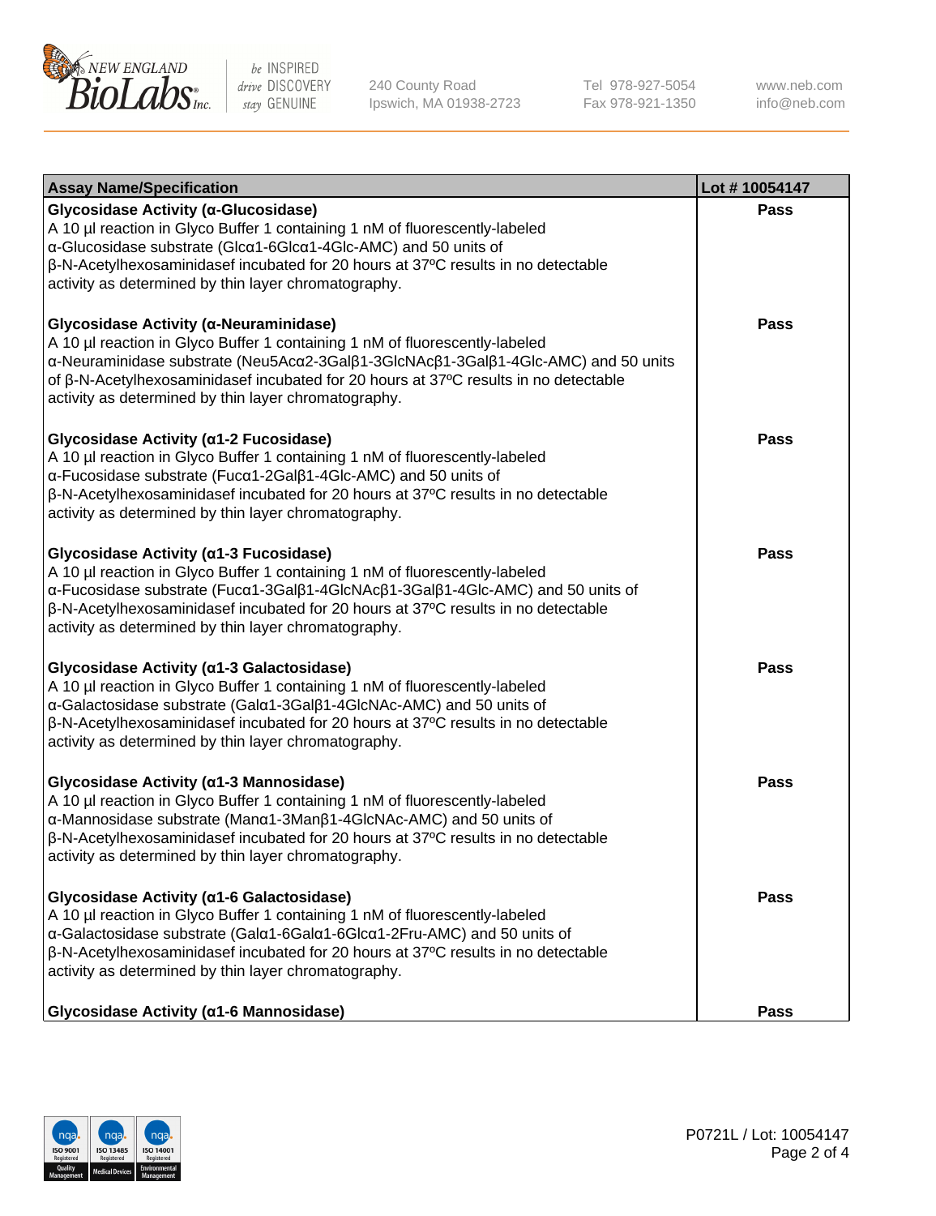| Assay Name/Specification | Lot # 10054147 |
| --- | --- |
| **Glycosidase Activity (α-Glucosidase)**<br>A 10 µl reaction in Glyco Buffer 1 containing 1 nM of fluorescently-labeled α-Glucosidase substrate (Glcα1-6Glcα1-4Glc-AMC) and 50 units of β-N-Acetylhexosaminidasef incubated for 20 hours at 37ºC results in no detectable activity as determined by thin layer chromatography. | **Pass** |
| **Glycosidase Activity (α-Neuraminidase)**<br>A 10 µl reaction in Glyco Buffer 1 containing 1 nM of fluorescently-labeled α-Neuraminidase substrate (Neu5Acα2-3Galβ1-3GlcNAcβ1-3Galβ1-4Glc-AMC) and 50 units of β-N-Acetylhexosaminidasef incubated for 20 hours at 37ºC results in no detectable activity as determined by thin layer chromatography. | **Pass** |
| **Glycosidase Activity (α1-2 Fucosidase)**<br>A 10 µl reaction in Glyco Buffer 1 containing 1 nM of fluorescently-labeled α-Fucosidase substrate (Fucα1-2Galβ1-4Glc-AMC) and 50 units of β-N-Acetylhexosaminidasef incubated for 20 hours at 37ºC results in no detectable activity as determined by thin layer chromatography. | **Pass** |
| **Glycosidase Activity (α1-3 Fucosidase)**<br>A 10 µl reaction in Glyco Buffer 1 containing 1 nM of fluorescently-labeled α-Fucosidase substrate (Fucα1-3Galβ1-4GlcNAcβ1-3Galβ1-4Glc-AMC) and 50 units of β-N-Acetylhexosaminidasef incubated for 20 hours at 37ºC results in no detectable activity as determined by thin layer chromatography. | **Pass** |
| **Glycosidase Activity (α1-3 Galactosidase)**<br>A 10 µl reaction in Glyco Buffer 1 containing 1 nM of fluorescently-labeled α-Galactosidase substrate (Galα1-3Galβ1-4GlcNAc-AMC) and 50 units of β-N-Acetylhexosaminidasef incubated for 20 hours at 37ºC results in no detectable activity as determined by thin layer chromatography. | **Pass** |
| **Glycosidase Activity (α1-3 Mannosidase)**<br>A 10 µl reaction in Glyco Buffer 1 containing 1 nM of fluorescently-labeled α-Mannosidase substrate (Manα1-3Manβ1-4GlcNAc-AMC) and 50 units of β-N-Acetylhexosaminidasef incubated for 20 hours at 37ºC results in no detectable activity as determined by thin layer chromatography. | **Pass** |
| **Glycosidase Activity (α1-6 Galactosidase)**<br>A 10 µl reaction in Glyco Buffer 1 containing 1 nM of fluorescently-labeled α-Galactosidase substrate (Galα1-6Galα1-6Glcα1-2Fru-AMC) and 50 units of β-N-Acetylhexosaminidasef incubated for 20 hours at 37ºC results in no detectable activity as determined by thin layer chromatography. | **Pass** |
| **Glycosidase Activity (α1-6 Mannosidase)** | **Pass** |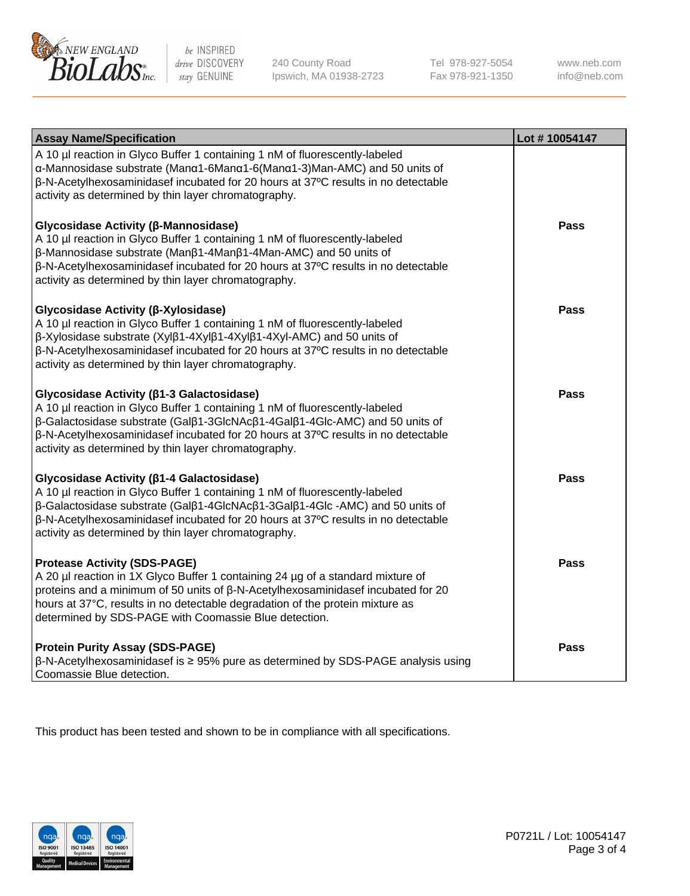| Assay Name/Specification | Lot # 10054147 |
|---|---|
| A 10 µl reaction in Glyco Buffer 1 containing 1 nM of fluorescently-labeled α-Mannosidase substrate (Manα1-6Manα1-6(Manα1-3)Man-AMC) and 50 units of β-N-Acetylhexosaminidasef incubated for 20 hours at 37ºC results in no detectable activity as determined by thin layer chromatography. | |
| **Glycosidase Activity (β-Mannosidase)**<br>A 10 µl reaction in Glyco Buffer 1 containing 1 nM of fluorescently-labeled β-Mannosidase substrate (Manβ1-4Manβ1-4Man-AMC) and 50 units of β-N-Acetylhexosaminidasef incubated for 20 hours at 37ºC results in no detectable activity as determined by thin layer chromatography. | **Pass** |
| **Glycosidase Activity (β-Xylosidase)**<br>A 10 µl reaction in Glyco Buffer 1 containing 1 nM of fluorescently-labeled β-Xylosidase substrate (Xylβ1-4Xylβ1-4Xylβ1-4Xyl-AMC) and 50 units of β-N-Acetylhexosaminidasef incubated for 20 hours at 37ºC results in no detectable activity as determined by thin layer chromatography. | **Pass** |
| **Glycosidase Activity (β1-3 Galactosidase)**<br>A 10 µl reaction in Glyco Buffer 1 containing 1 nM of fluorescently-labeled β-Galactosidase substrate (Galβ1-3GlcNAcβ1-4Galβ1-4Glc-AMC) and 50 units of β-N-Acetylhexosaminidasef incubated for 20 hours at 37ºC results in no detectable activity as determined by thin layer chromatography. | **Pass** |
| **Glycosidase Activity (β1-4 Galactosidase)**<br>A 10 µl reaction in Glyco Buffer 1 containing 1 nM of fluorescently-labeled β-Galactosidase substrate (Galβ1-4GlcNAcβ1-3Galβ1-4Glc -AMC) and 50 units of β-N-Acetylhexosaminidasef incubated for 20 hours at 37ºC results in no detectable activity as determined by thin layer chromatography. | **Pass** |
| **Protease Activity (SDS-PAGE)**<br>A 20 µl reaction in 1X Glyco Buffer 1 containing 24 µg of a standard mixture of proteins and a minimum of 50 units of β-N-Acetylhexosaminidasef incubated for 20 hours at 37°C, results in no detectable degradation of the protein mixture as determined by SDS-PAGE with Coomassie Blue detection. | **Pass** |
| **Protein Purity Assay (SDS-PAGE)**<br>β-N-Acetylhexosaminidasef is ≥ 95% pure as determined by SDS-PAGE analysis using Coomassie Blue detection. | **Pass** |

This product has been tested and shown to be in compliance with all specifications.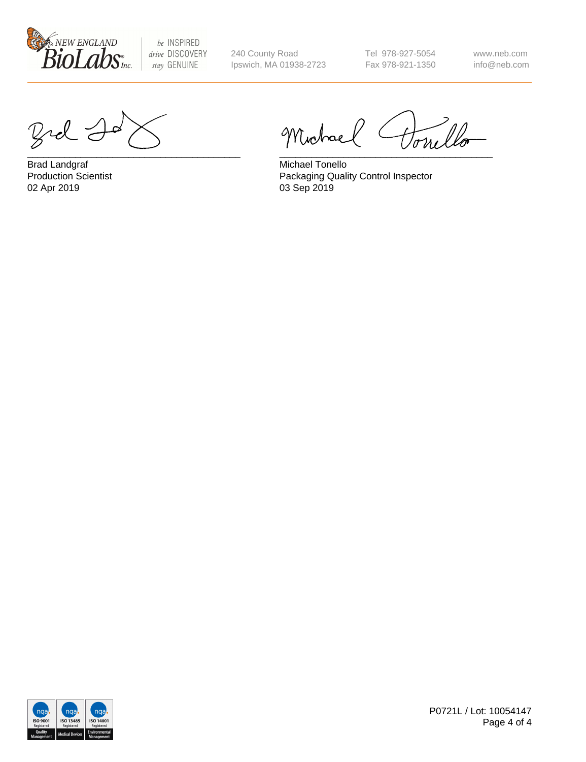Brad Landgraf
Production Scientist
02 Apr 2019

Michael Tonello
Packaging Quality Control Inspector
03 Sep 2019

P0721L / Lot: 10054147